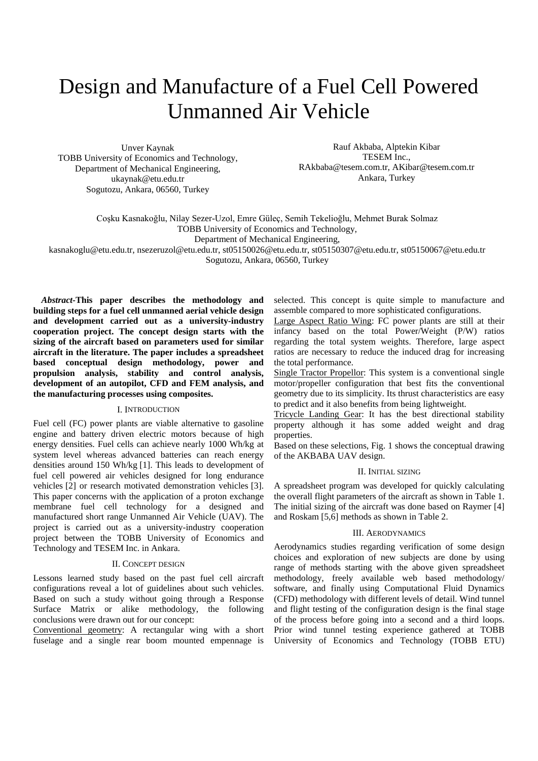# Design and Manufacture of a Fuel Cell Powered Unmanned Air Vehicle

Unver Kaynak
TOBB University of Economics and Technology,
Department of Mechanical Engineering,
ukaynak@etu.edu.tr
Sogutozu, Ankara, 06560, Turkey

Rauf Akbaba, Alptekin Kibar
TESEM Inc.,
RAkbaba@tesem.com.tr, AKibar@tesem.com.tr
Ankara, Turkey

Coşku Kasnakoğlu, Nilay Sezer-Uzol, Emre Güleç, Semih Tekelioğlu, Mehmet Burak Solmaz
TOBB University of Economics and Technology,
Department of Mechanical Engineering,
kasnakoglu@etu.edu.tr, nsezeruzol@etu.edu.tr, st05150026@etu.edu.tr, st05150307@etu.edu.tr, st05150067@etu.edu.tr
Sogutozu, Ankara, 06560, Turkey

***Abstract*-This paper describes the methodology and building steps for a fuel cell unmanned aerial vehicle design and development carried out as a university-industry cooperation project. The concept design starts with the sizing of the aircraft based on parameters used for similar aircraft in the literature. The paper includes a spreadsheet based conceptual design methodology, power and propulsion analysis, stability and control analysis, development of an autopilot, CFD and FEM analysis, and the manufacturing processes using composites.**

## I. Introduction

Fuel cell (FC) power plants are viable alternative to gasoline engine and battery driven electric motors because of high energy densities. Fuel cells can achieve nearly 1000 Wh/kg at system level whereas advanced batteries can reach energy densities around 150 Wh/kg [1]. This leads to development of fuel cell powered air vehicles designed for long endurance vehicles [2] or research motivated demonstration vehicles [3]. This paper concerns with the application of a proton exchange membrane fuel cell technology for a designed and manufactured short range Unmanned Air Vehicle (UAV). The project is carried out as a university-industry cooperation project between the TOBB University of Economics and Technology and TESEM Inc. in Ankara.

## II. Concept design

Lessons learned study based on the past fuel cell aircraft configurations reveal a lot of guidelines about such vehicles. Based on such a study without going through a Response Surface Matrix or alike methodology, the following conclusions were drawn out for our concept:

Conventional geometry: A rectangular wing with a short fuselage and a single rear boom mounted empennage is selected. This concept is quite simple to manufacture and assemble compared to more sophisticated configurations.

Large Aspect Ratio Wing: FC power plants are still at their infancy based on the total Power/Weight (P/W) ratios regarding the total system weights. Therefore, large aspect ratios are necessary to reduce the induced drag for increasing the total performance.

Single Tractor Propellor: This system is a conventional single motor/propeller configuration that best fits the conventional geometry due to its simplicity. Its thrust characteristics are easy to predict and it also benefits from being lightweight.

Tricycle Landing Gear: It has the best directional stability property although it has some added weight and drag properties.

Based on these selections, Fig. 1 shows the conceptual drawing of the AKBABA UAV design.

## II. Initial sizing

A spreadsheet program was developed for quickly calculating the overall flight parameters of the aircraft as shown in Table 1. The initial sizing of the aircraft was done based on Raymer [4] and Roskam [5,6] methods as shown in Table 2.

## III. Aerodynamics

Aerodynamics studies regarding verification of some design choices and exploration of new subjects are done by using range of methods starting with the above given spreadsheet methodology, freely available web based methodology/ software, and finally using Computational Fluid Dynamics (CFD) methodology with different levels of detail. Wind tunnel and flight testing of the configuration design is the final stage of the process before going into a second and a third loops. Prior wind tunnel testing experience gathered at TOBB University of Economics and Technology (TOBB ETU)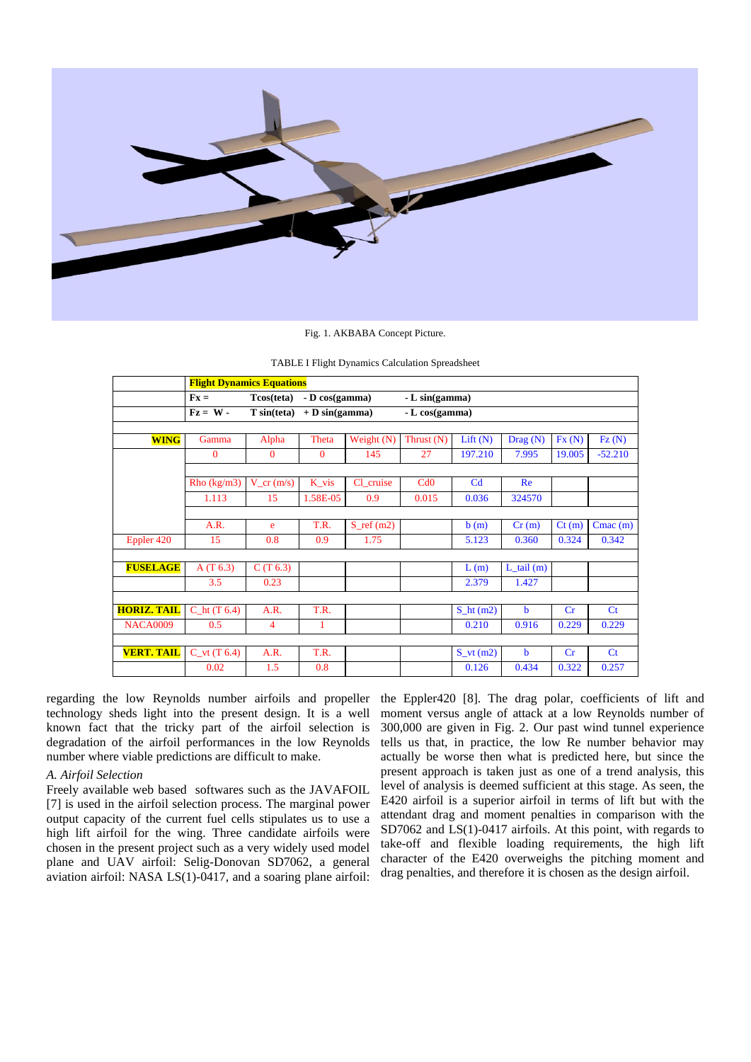Fig. 1. AKBABA Concept Picture.

TABLE I Flight Dynamics Calculation Spreadsheet

| | | | | | | | | | | |
|---|---|---|---|---|---|---|---|---|---|---|
| | **Flight Dynamics Equations** | | | | | | | | | |
| | **Fx =** | **Tcos(teta)** | **- D cos(gamma)** | | **- L sin(gamma)** | | | | | |
| | **Fz = W -** | **T sin(teta)** | **+ D sin(gamma)** | | **- L cos(gamma)** | | | | | |
| | | | | | | | | | | |
| **WING** | Gamma | Alpha | Theta | Weight (N) | Thrust (N) | Lift (N) | Drag (N) | Fx (N) | Fz (N) |
| | 0 | 0 | 0 | 145 | 27 | 197.210 | 7.995 | 19.005 | -52.210 |
| | | | | | | | | | |
| | Rho (kg/m3) | V_cr (m/s) | K_vis | Cl_cruise | Cd0 | Cd | Re | | |
| | 1.113 | 15 | 1.58E-05 | 0.9 | 0.015 | 0.036 | 324570 | | |
| | | | | | | | | | |
| | A.R. | e | T.R. | S_ref (m2) | | b (m) | Cr (m) | Ct (m) | Cmac (m) |
| Eppler 420 | 15 | 0.8 | 0.9 | 1.75 | | 5.123 | 0.360 | 0.324 | 0.342 |
| | | | | | | | | | |
| **FUSELAGE** | A (T 6.3) | C (T 6.3) | | | | L (m) | L_tail (m) | | |
| | 3.5 | 0.23 | | | | 2.379 | 1.427 | | |
| | | | | | | | | | |
| **HORIZ. TAIL** | C_ht (T 6.4) | A.R. | T.R. | | | S_ht (m2) | b | Cr | Ct |
| NACA0009 | 0.5 | 4 | 1 | | | 0.210 | 0.916 | 0.229 | 0.229 |
| | | | | | | | | | |
| **VERT. TAIL** | C_vt (T 6.4) | A.R. | T.R. | | | S_vt (m2) | b | Cr | Ct |
| | 0.02 | 1.5 | 0.8 | | | 0.126 | 0.434 | 0.322 | 0.257 |

regarding the low Reynolds number airfoils and propeller technology sheds light into the present design. It is a well known fact that the tricky part of the airfoil selection is degradation of the airfoil performances in the low Reynolds number where viable predictions are difficult to make.

### *A. Airfoil Selection*

Freely available web based softwares such as the JAVAFOIL [7] is used in the airfoil selection process. The marginal power output capacity of the current fuel cells stipulates us to use a high lift airfoil for the wing. Three candidate airfoils were chosen in the present project such as a very widely used model plane and UAV airfoil: Selig-Donovan SD7062, a general aviation airfoil: NASA LS(1)-0417, and a soaring plane airfoil: the Eppler420 [8]. The drag polar, coefficients of lift and moment versus angle of attack at a low Reynolds number of 300,000 are given in Fig. 2. Our past wind tunnel experience tells us that, in practice, the low Re number behavior may actually be worse then what is predicted here, but since the present approach is taken just as one of a trend analysis, this level of analysis is deemed sufficient at this stage. As seen, the E420 airfoil is a superior airfoil in terms of lift but with the attendant drag and moment penalties in comparison with the SD7062 and LS(1)-0417 airfoils. At this point, with regards to take-off and flexible loading requirements, the high lift character of the E420 overweighs the pitching moment and drag penalties, and therefore it is chosen as the design airfoil.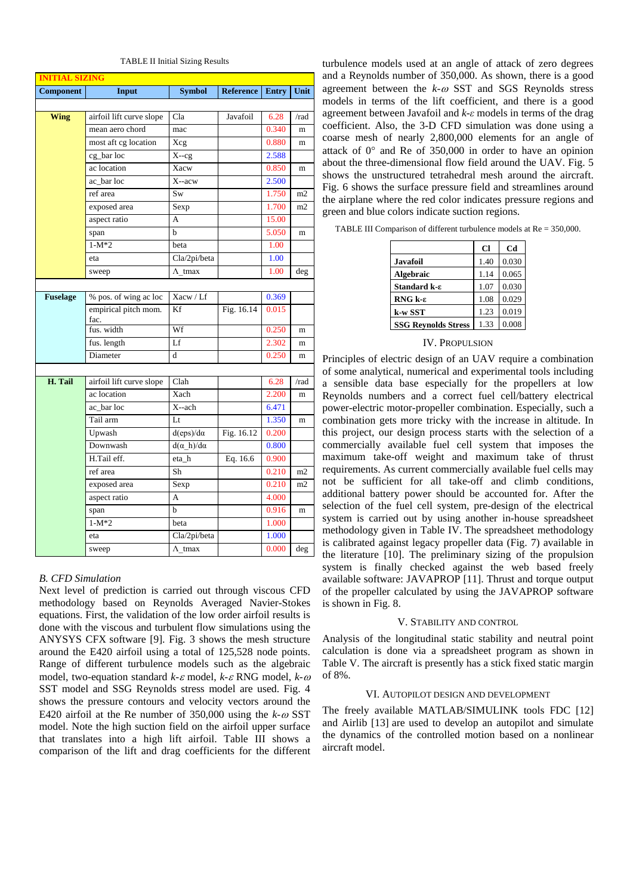TABLE II Initial Sizing Results

| INITIAL SIZING | | | | | |
|---|---|---|---|---|---|
| **Component** | **Input** | **Symbol** | **Reference** | **Entry** | **Unit** |
| | | | | | |
| **Wing** | airfoil lift curve slope | Cla | Javafoil | 6.28 | /rad |
| | mean aero chord | mac | | 0.340 | m |
| | most aft cg location | Xcg | | 0.880 | m |
| | cg_bar loc | X--cg | | 2.588 | |
| | ac location | Xacw | | 0.850 | m |
| | ac_bar loc | X--acw | | 2.500 | |
| | ref area | Sw | | 1.750 | m2 |
| | exposed area | Sexp | | 1.700 | m2 |
| | aspect ratio | A | | 15.00 | |
| | span | b | | 5.050 | m |
| | 1-M*2 | beta | | 1.00 | |
| | eta | Cla/2pi/beta | | 1.00 | |
| | sweep | Λ_tmax | | 1.00 | deg |
| | | | | | |
| **Fuselage** | % pos. of wing ac loc | Xacw / Lf | | 0.369 | |
| | empirical pitch mom. fac. | Kf | Fig. 16.14 | 0.015 | |
| | fus. width | Wf | | 0.250 | m |
| | fus. length | Lf | | 2.302 | m |
| | Diameter | d | | 0.250 | m |
| | | | | | |
| **H. Tail** | airfoil lift curve slope | Clah | | 6.28 | /rad |
| | ac location | Xach | | 2.200 | m |
| | ac_bar loc | X--ach | | 6.471 | |
| | Tail arm | Lt | | 1.350 | m |
| | Upwash | d(eps)/dα | Fig. 16.12 | 0.200 | |
| | Downwash | d(α_h)/dα | | 0.800 | |
| | H.Tail eff. | eta_h | Eq. 16.6 | 0.900 | |
| | ref area | Sh | | 0.210 | m2 |
| | exposed area | Sexp | | 0.210 | m2 |
| | aspect ratio | A | | 4.000 | |
| | span | b | | 0.916 | m |
| | 1-M*2 | beta | | 1.000 | |
| | eta | Cla/2pi/beta | | 1.000 | |
| | sweep | Λ_tmax | | 0.000 | deg |

### *B. CFD Simulation*

Next level of prediction is carried out through viscous CFD methodology based on Reynolds Averaged Navier-Stokes equations. First, the validation of the low order airfoil results is done with the viscous and turbulent flow simulations using the ANYSYS CFX software [9]. Fig. 3 shows the mesh structure around the E420 airfoil using a total of 125,528 node points. Range of different turbulence models such as the algebraic model, two-equation standard $k$-$\varepsilon$ model, $k$-$\varepsilon$ RNG model, $k$-$\omega$ SST model and SSG Reynolds stress model are used. Fig. 4 shows the pressure contours and velocity vectors around the E420 airfoil at the Re number of 350,000 using the $k$-$\omega$ SST model. Note the high suction field on the airfoil upper surface that translates into a high lift airfoil. Table III shows a comparison of the lift and drag coefficients for the different turbulence models used at an angle of attack of zero degrees and a Reynolds number of 350,000. As shown, there is a good agreement between the $k$-$\omega$ SST and SGS Reynolds stress models in terms of the lift coefficient, and there is a good agreement between Javafoil and $k$-$\varepsilon$ models in terms of the drag coefficient. Also, the 3-D CFD simulation was done using a coarse mesh of nearly 2,800,000 elements for an angle of attack of 0° and Re of 350,000 in order to have an opinion about the three-dimensional flow field around the UAV. Fig. 5 shows the unstructured tetrahedral mesh around the aircraft. Fig. 6 shows the surface pressure field and streamlines around the airplane where the red color indicates pressure regions and green and blue colors indicate suction regions.

TABLE III Comparison of different turbulence models at Re = 350,000.

| | **Cl** | **Cd** |
|---|---|---|
| **Javafoil** | 1.40 | 0.030 |
| **Algebraic** | 1.14 | 0.065 |
| **Standard k-ε** | 1.07 | 0.030 |
| **RNG k-ε** | 1.08 | 0.029 |
| **k-w SST** | 1.23 | 0.019 |
| **SSG Reynolds Stress** | 1.33 | 0.008 |

## IV. Propulsion

Principles of electric design of an UAV require a combination of some analytical, numerical and experimental tools including a sensible data base especially for the propellers at low Reynolds numbers and a correct fuel cell/battery electrical power-electric motor-propeller combination. Especially, such a combination gets more tricky with the increase in altitude. In this project, our design process starts with the selection of a commercially available fuel cell system that imposes the maximum take-off weight and maximum take of thrust requirements. As current commercially available fuel cells may not be sufficient for all take-off and climb conditions, additional battery power should be accounted for. After the selection of the fuel cell system, pre-design of the electrical system is carried out by using another in-house spreadsheet methodology given in Table IV. The spreadsheet methodology is calibrated against legacy propeller data (Fig. 7) available in the literature [10]. The preliminary sizing of the propulsion system is finally checked against the web based freely available software: JAVAPROP [11]. Thrust and torque output of the propeller calculated by using the JAVAPROP software is shown in Fig. 8.

## V. Stability and Control

Analysis of the longitudinal static stability and neutral point calculation is done via a spreadsheet program as shown in Table V. The aircraft is presently has a stick fixed static margin of 8%.

## VI. Autopilot Design and Development

The freely available MATLAB/SIMULINK tools FDC [12] and Airlib [13] are used to develop an autopilot and simulate the dynamics of the controlled motion based on a nonlinear aircraft model.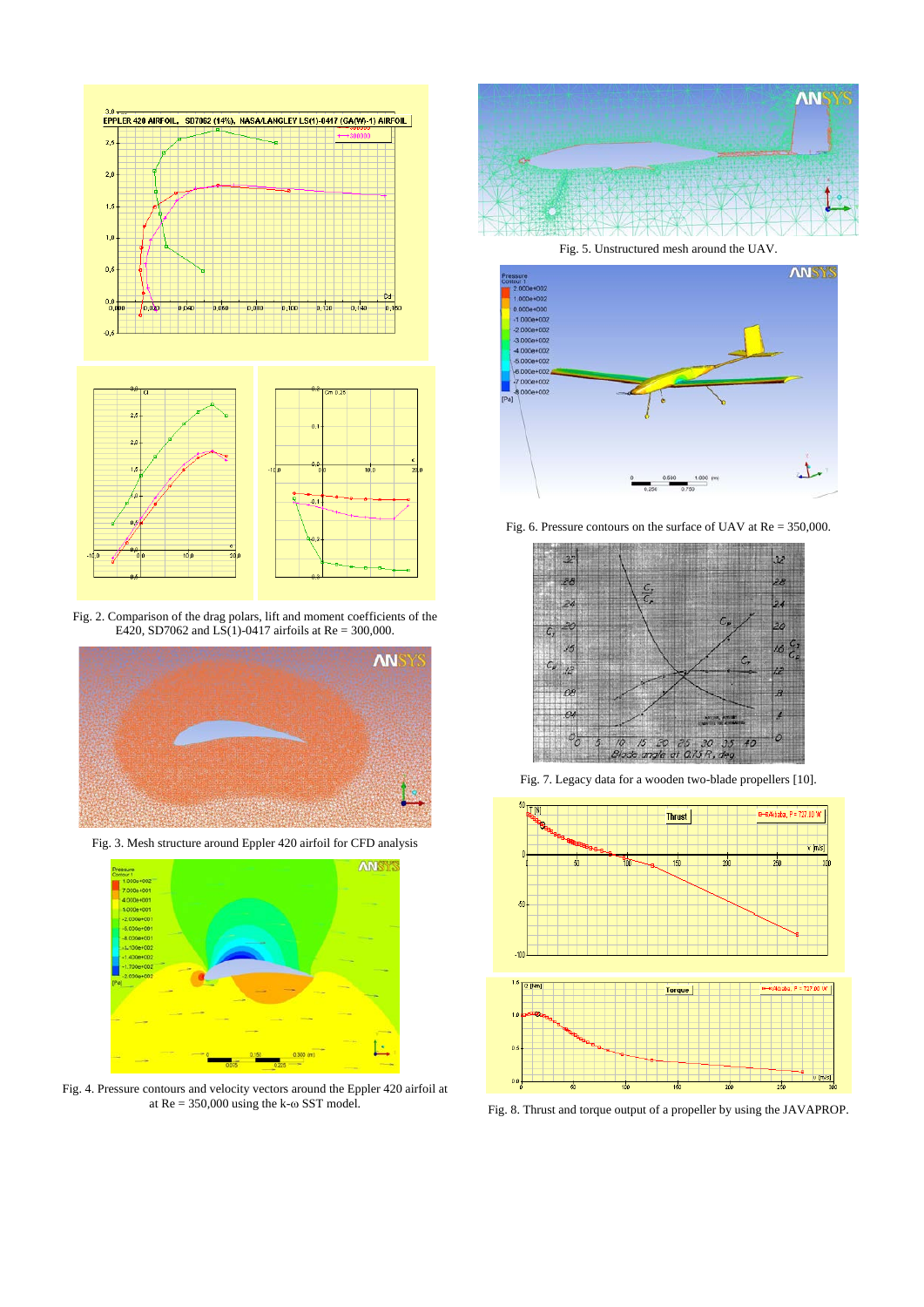Fig. 2. Comparison of the drag polars, lift and moment coefficients of the E420, SD7062 and LS(1)-0417 airfoils at Re = 300,000.

Fig. 3. Mesh structure around Eppler 420 airfoil for CFD analysis

Fig. 4. Pressure contours and velocity vectors around the Eppler 420 airfoil at Re = 350,000 using the k-ω SST model.

Fig. 5. Unstructured mesh around the UAV.

Fig. 6. Pressure contours on the surface of UAV at Re = 350,000.

Fig. 7. Legacy data for a wooden two-blade propellers [10].

Fig. 8. Thrust and torque output of a propeller by using the JAVAPROP.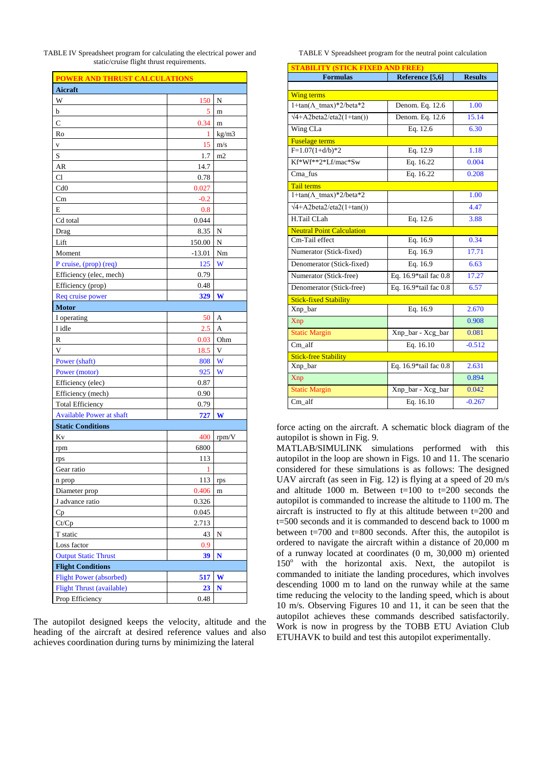TABLE IV Spreadsheet program for calculating the electrical power and static/cruise flight thrust requirements.

| POWER AND THRUST CALCULATIONS | | |
|---|---|---|
| **Aircraft** | | |
| W | 150 | N |
| b | 5 | m |
| C | 0.34 | m |
| Ro | 1 | kg/m3 |
| v | 15 | m/s |
| S | 1.7 | m2 |
| AR | 14.7 | |
| Cl | 0.78 | |
| Cd0 | 0.027 | |
| Cm | -0.2 | |
| E | 0.8 | |
| Cd total | 0.044 | |
| Drag | 8.35 | N |
| Lift | 150.00 | N |
| Moment | -13.01 | Nm |
| P cruise, (prop) (req) | 125 | W |
| Efficiency (elec, mech) | 0.79 | |
| Efficiency (prop) | 0.48 | |
| Req cruise power | **329** | **W** |
| **Motor** | | |
| I operating | 50 | A |
| I idle | 2.5 | A |
| R | 0.03 | Ohm |
| V | 18.5 | V |
| Power (shaft) | 808 | W |
| Power (motor) | 925 | W |
| Efficiency (elec) | 0.87 | |
| Efficiency (mech) | 0.90 | |
| Total Efficiency | 0.79 | |
| Available Power at shaft | **727** | **W** |
| **Static Conditions** | | |
| Kv | 400 | rpm/V |
| rpm | 6800 | |
| rps | 113 | |
| Gear ratio | 1 | |
| n prop | 113 | rps |
| Diameter prop | 0.406 | m |
| J advance ratio | 0.326 | |
| Cp | 0.045 | |
| Ct/Cp | 2.713 | |
| T static | 43 | N |
| Loss factor | 0.9 | |
| Output Static Thrust | **39** | **N** |
| **Flight Conditions** | | |
| Flight Power (absorbed) | **517** | **W** |
| Flight Thrust (available) | **23** | **N** |
| Prop Efficiency | 0.48 | |

The autopilot designed keeps the velocity, altitude and the heading of the aircraft at desired reference values and also achieves coordination during turns by minimizing the lateral force acting on the aircraft. A schematic block diagram of the autopilot is shown in Fig. 9.

TABLE V Spreadsheet program for the neutral point calculation

| STABILITY (STICK FIXED AND FREE) | | |
|---|---|---|
| **Formulas** | **Reference [5,6]** | **Results** |
| Wing terms | | |
| 1+tan(Λ_tmax)*2/beta*2 | Denom. Eq. 12.6 | 1.00 |
| √4+A2beta2/eta2(1+tan()) | Denom. Eq. 12.6 | 15.14 |
| Wing CLa | Eq. 12.6 | 6.30 |
| Fuselage terms | | |
| F=1.07(1+d/b)*2 | Eq. 12.9 | 1.18 |
| Kf*Wf**2*Lf/mac*Sw | Eq. 16.22 | 0.004 |
| Cma_fus | Eq. 16.22 | 0.208 |
| Tail terms | | |
| 1+tan(Λ_tmax)*2/beta*2 | | 1.00 |
| √4+A2beta2/eta2(1+tan()) | | 4.47 |
| H.Tail CLah | Eq. 12.6 | 3.88 |
| Neutral Point Calculation | | |
| Cm-Tail effect | Eq. 16.9 | 0.34 |
| Numerator (Stick-fixed) | Eq. 16.9 | 17.71 |
| Denominator (Stick-fixed) | Eq. 16.9 | 6.63 |
| Numerator (Stick-free) | Eq. 16.9*tail fac 0.8 | 17.27 |
| Denominator (Stick-free) | Eq. 16.9*tail fac 0.8 | 6.57 |
| Stick-fixed Stability | | |
| Xnp_bar | Eq. 16.9 | 2.670 |
| Xnp | | 0.908 |
| Static Margin | Xnp_bar - Xcg_bar | 0.081 |
| Cm_alf | Eq. 16.10 | -0.512 |
| Stick-free Stability | | |
| Xnp_bar | Eq. 16.9*tail fac 0.8 | 2.631 |
| Xnp | | 0.894 |
| Static Margin | Xnp_bar - Xcg_bar | 0.042 |
| Cm_alf | Eq. 16.10 | -0.267 |

MATLAB/SIMULINK simulations performed with this autopilot in the loop are shown in Figs. 10 and 11. The scenario considered for these simulations is as follows: The designed UAV aircraft (as seen in Fig. 12) is flying at a speed of 20 m/s and altitude 1000 m. Between t=100 to t=200 seconds the autopilot is commanded to increase the altitude to 1100 m. The aircraft is instructed to fly at this altitude between t=200 and t=500 seconds and it is commanded to descend back to 1000 m between t=700 and t=800 seconds. After this, the autopilot is ordered to navigate the aircraft within a distance of 20,000 m of a runway located at coordinates (0 m, 30,000 m) oriented $150^o$ with the horizontal axis. Next, the autopilot is commanded to initiate the landing procedures, which involves descending 1000 m to land on the runway while at the same time reducing the velocity to the landing speed, which is about 10 m/s. Observing Figures 10 and 11, it can be seen that the autopilot achieves these commands described satisfactorily. Work is now in progress by the TOBB ETU Aviation Club ETUHAVK to build and test this autopilot experimentally.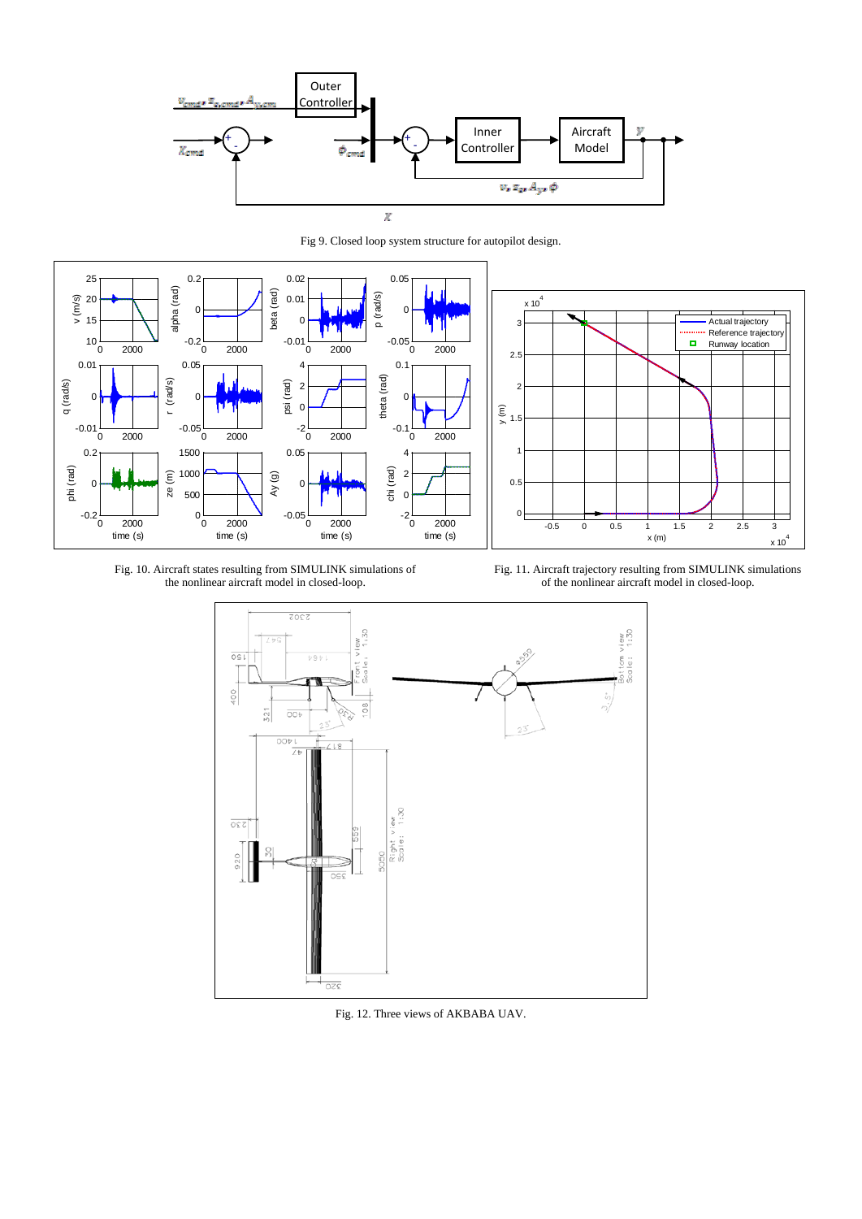Fig 9. Closed loop system structure for autopilot design.

Fig. 10. Aircraft states resulting from SIMULINK simulations of the nonlinear aircraft model in closed-loop.

Fig. 11. Aircraft trajectory resulting from SIMULINK simulations of the nonlinear aircraft model in closed-loop.

Fig. 12. Three views of AKBABA UAV.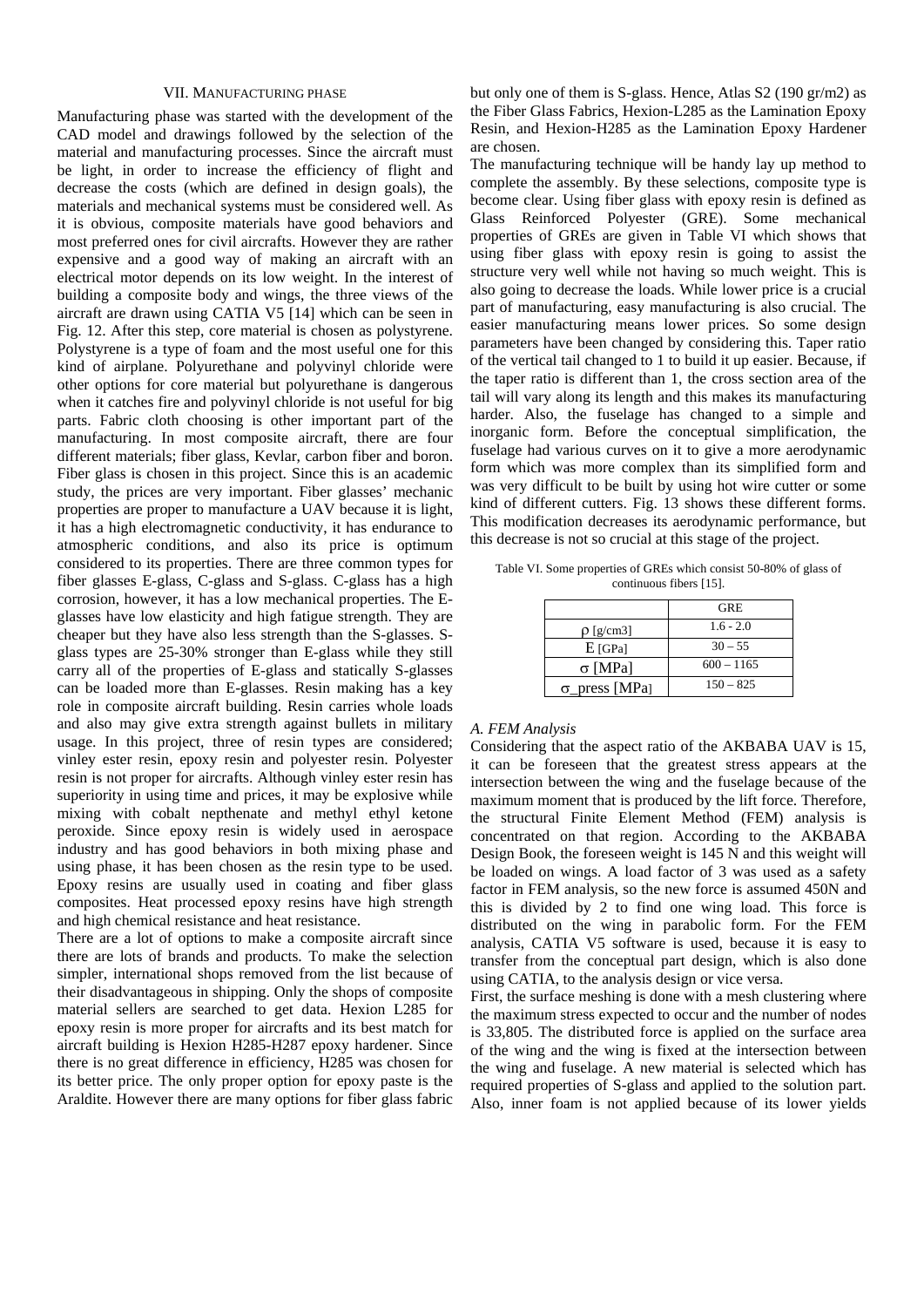## VII. Manufacturing Phase

Manufacturing phase was started with the development of the CAD model and drawings followed by the selection of the material and manufacturing processes. Since the aircraft must be light, in order to increase the efficiency of flight and decrease the costs (which are defined in design goals), the materials and mechanical systems must be considered well. As it is obvious, composite materials have good behaviors and most preferred ones for civil aircrafts. However they are rather expensive and a good way of making an aircraft with an electrical motor depends on its low weight. In the interest of building a composite body and wings, the three views of the aircraft are drawn using CATIA V5 [14] which can be seen in Fig. 12. After this step, core material is chosen as polystyrene. Polystyrene is a type of foam and the most useful one for this kind of airplane. Polyurethane and polyvinyl chloride were other options for core material but polyurethane is dangerous when it catches fire and polyvinyl chloride is not useful for big parts. Fabric cloth choosing is other important part of the manufacturing. In most composite aircraft, there are four different materials; fiber glass, Kevlar, carbon fiber and boron. Fiber glass is chosen in this project. Since this is an academic study, the prices are very important. Fiber glasses' mechanic properties are proper to manufacture a UAV because it is light, it has a high electromagnetic conductivity, it has endurance to atmospheric conditions, and also its price is optimum considered to its properties. There are three common types for fiber glasses E-glass, C-glass and S-glass. C-glass has a high corrosion, however, it has a low mechanical properties. The E-glasses have low elasticity and high fatigue strength. They are cheaper but they have also less strength than the S-glasses. S-glass types are 25-30% stronger than E-glass while they still carry all of the properties of E-glass and statically S-glasses can be loaded more than E-glasses. Resin making has a key role in composite aircraft building. Resin carries whole loads and also may give extra strength against bullets in military usage. In this project, three of resin types are considered; vinley ester resin, epoxy resin and polyester resin. Polyester resin is not proper for aircrafts. Although vinley ester resin has superiority in using time and prices, it may be explosive while mixing with cobalt nepthenate and methyl ethyl ketone peroxide. Since epoxy resin is widely used in aerospace industry and has good behaviors in both mixing phase and using phase, it has been chosen as the resin type to be used. Epoxy resins are usually used in coating and fiber glass composites. Heat processed epoxy resins have high strength and high chemical resistance and heat resistance.

There are a lot of options to make a composite aircraft since there are lots of brands and products. To make the selection simpler, international shops removed from the list because of their disadvantageous in shipping. Only the shops of composite material sellers are searched to get data. Hexion L285 for epoxy resin is more proper for aircrafts and its best match for aircraft building is Hexion H285-H287 epoxy hardener. Since there is no great difference in efficiency, H285 was chosen for its better price. The only proper option for epoxy paste is the Araldite. However there are many options for fiber glass fabric but only one of them is S-glass. Hence, Atlas S2 (190 gr/m2) as the Fiber Glass Fabrics, Hexion-L285 as the Lamination Epoxy Resin, and Hexion-H285 as the Lamination Epoxy Hardener are chosen.

The manufacturing technique will be handy lay up method to complete the assembly. By these selections, composite type is become clear. Using fiber glass with epoxy resin is defined as Glass Reinforced Polyester (GRE). Some mechanical properties of GREs are given in Table VI which shows that using fiber glass with epoxy resin is going to assist the structure very well while not having so much weight. This is also going to decrease the loads. While lower price is a crucial part of manufacturing, easy manufacturing is also crucial. The easier manufacturing means lower prices. So some design parameters have been changed by considering this. Taper ratio of the vertical tail changed to 1 to build it up easier. Because, if the taper ratio is different than 1, the cross section area of the tail will vary along its length and this makes its manufacturing harder. Also, the fuselage has changed to a simple and inorganic form. Before the conceptual simplification, the fuselage had various curves on it to give a more aerodynamic form which was more complex than its simplified form and was very difficult to be built by using hot wire cutter or some kind of different cutters. Fig. 13 shows these different forms. This modification decreases its aerodynamic performance, but this decrease is not so crucial at this stage of the project.

Table VI. Some properties of GREs which consist 50-80% of glass of continuous fibers [15].

| | GRE |
|---|---|
| $\rho$ [g/cm3] | 1.6 - 2.0 |
| E [GPa] | 30 – 55 |
| $\sigma$ [MPa] | 600 – 1165 |
| $\sigma$_press [MPa] | 150 – 825 |

### A. FEM Analysis

Considering that the aspect ratio of the AKBABA UAV is 15, it can be foreseen that the greatest stress appears at the intersection between the wing and the fuselage because of the maximum moment that is produced by the lift force. Therefore, the structural Finite Element Method (FEM) analysis is concentrated on that region. According to the AKBABA Design Book, the foreseen weight is 145 N and this weight will be loaded on wings. A load factor of 3 was used as a safety factor in FEM analysis, so the new force is assumed 450N and this is divided by 2 to find one wing load. This force is distributed on the wing in parabolic form. For the FEM analysis, CATIA V5 software is used, because it is easy to transfer from the conceptual part design, which is also done using CATIA, to the analysis design or vice versa.

First, the surface meshing is done with a mesh clustering where the maximum stress expected to occur and the number of nodes is 33,805. The distributed force is applied on the surface area of the wing and the wing is fixed at the intersection between the wing and fuselage. A new material is selected which has required properties of S-glass and applied to the solution part. Also, inner foam is not applied because of its lower yields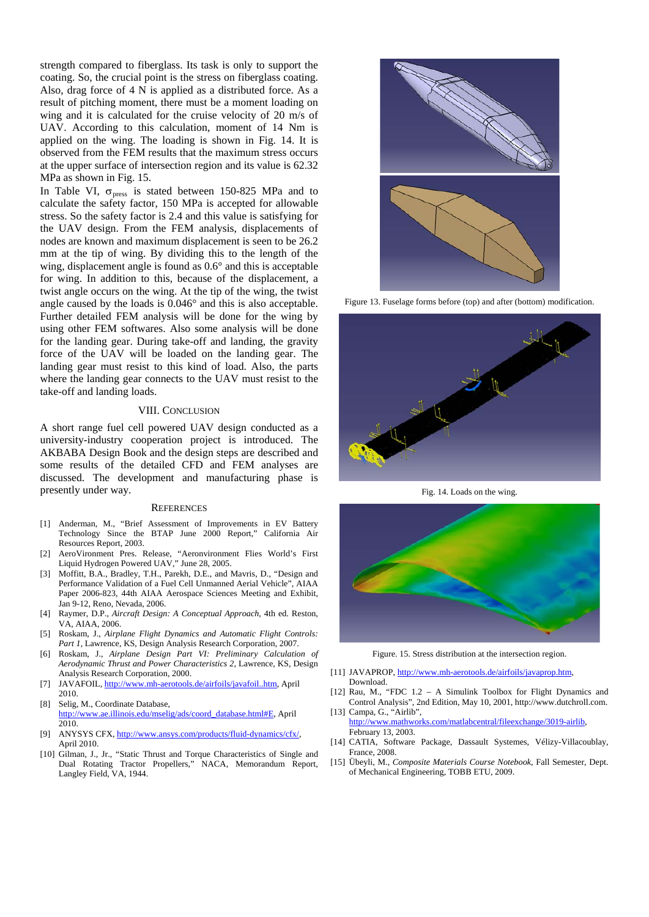strength compared to fiberglass. Its task is only to support the coating. So, the crucial point is the stress on fiberglass coating. Also, drag force of 4 N is applied as a distributed force. As a result of pitching moment, there must be a moment loading on wing and it is calculated for the cruise velocity of 20 m/s of UAV. According to this calculation, moment of 14 Nm is applied on the wing. The loading is shown in Fig. 14. It is observed from the FEM results that the maximum stress occurs at the upper surface of intersection region and its value is 62.32 MPa as shown in Fig. 15.

In Table VI, $\sigma_{press}$ is stated between 150-825 MPa and to calculate the safety factor, 150 MPa is accepted for allowable stress. So the safety factor is 2.4 and this value is satisfying for the UAV design. From the FEM analysis, displacements of nodes are known and maximum displacement is seen to be 26.2 mm at the tip of wing. By dividing this to the length of the wing, displacement angle is found as 0.6° and this is acceptable for wing. In addition to this, because of the displacement, a twist angle occurs on the wing. At the tip of the wing, the twist angle caused by the loads is 0.046° and this is also acceptable. Further detailed FEM analysis will be done for the wing by using other FEM softwares. Also some analysis will be done for the landing gear. During take-off and landing, the gravity force of the UAV will be loaded on the landing gear. The landing gear must resist to this kind of load. Also, the parts where the landing gear connects to the UAV must resist to the take-off and landing loads.

## VIII. Conclusion

A short range fuel cell powered UAV design conducted as a university-industry cooperation project is introduced. The AKBABA Design Book and the design steps are described and some results of the detailed CFD and FEM analyses are discussed. The development and manufacturing phase is presently under way.

Figure 13. Fuselage forms before (top) and after (bottom) modification.

Fig. 14. Loads on the wing.

Figure. 15. Stress distribution at the intersection region.

## References

[1] Anderman, M., "Brief Assessment of Improvements in EV Battery Technology Since the BTAP June 2000 Report," California Air Resources Report, 2003.

[2] AeroVironment Pres. Release, "Aeronvironment Flies World's First Liquid Hydrogen Powered UAV," June 28, 2005.

[3] Moffitt, B.A., Bradley, T.H., Parekh, D.E., and Mavris, D., "Design and Performance Validation of a Fuel Cell Unmanned Aerial Vehicle", AIAA Paper 2006-823, 44th AIAA Aerospace Sciences Meeting and Exhibit, Jan 9-12, Reno, Nevada, 2006.

[4] Raymer, D.P., *Aircraft Design: A Conceptual Approach*, 4th ed. Reston, VA, AIAA, 2006.

[5] Roskam, J., *Airplane Flight Dynamics and Automatic Flight Controls: Part 1*, Lawrence, KS, Design Analysis Research Corporation, 2007.

[6] Roskam, J., *Airplane Design Part VI: Preliminary Calculation of Aerodynamic Thrust and Power Characteristics 2*, Lawrence, KS, Design Analysis Research Corporation, 2000.

[7] JAVAFOIL, http://www.mh-aerotools.de/airfoils/javafoil..htm, April 2010.

[8] Selig, M., Coordinate Database, http://www.ae.illinois.edu/mselig/ads/coord_database.html#E, April 2010.

[9] ANYSYS CFX, http://www.ansys.com/products/fluid-dynamics/cfx/, April 2010.

[10] Gilman, J., Jr., "Static Thrust and Torque Characteristics of Single and Dual Rotating Tractor Propellers," NACA, Memorandum Report, Langley Field, VA, 1944.

[11] JAVAPROP, http://www.mh-aerotools.de/airfoils/javaprop.htm, Download.

[12] Rau, M., "FDC 1.2 – A Simulink Toolbox for Flight Dynamics and Control Analysis", 2nd Edition, May 10, 2001, http://www.dutchroll.com.

[13] Campa, G., "Airlib", http://www.mathworks.com/matlabcentral/fileexchange/3019-airlib, February 13, 2003.

[14] CATIA, Software Package, Dassault Systemes, Vélizy-Villacoublay, France, 2008.

[15] Übeyli, M., *Composite Materials Course Notebook*, Fall Semester, Dept. of Mechanical Engineering, TOBB ETU, 2009.